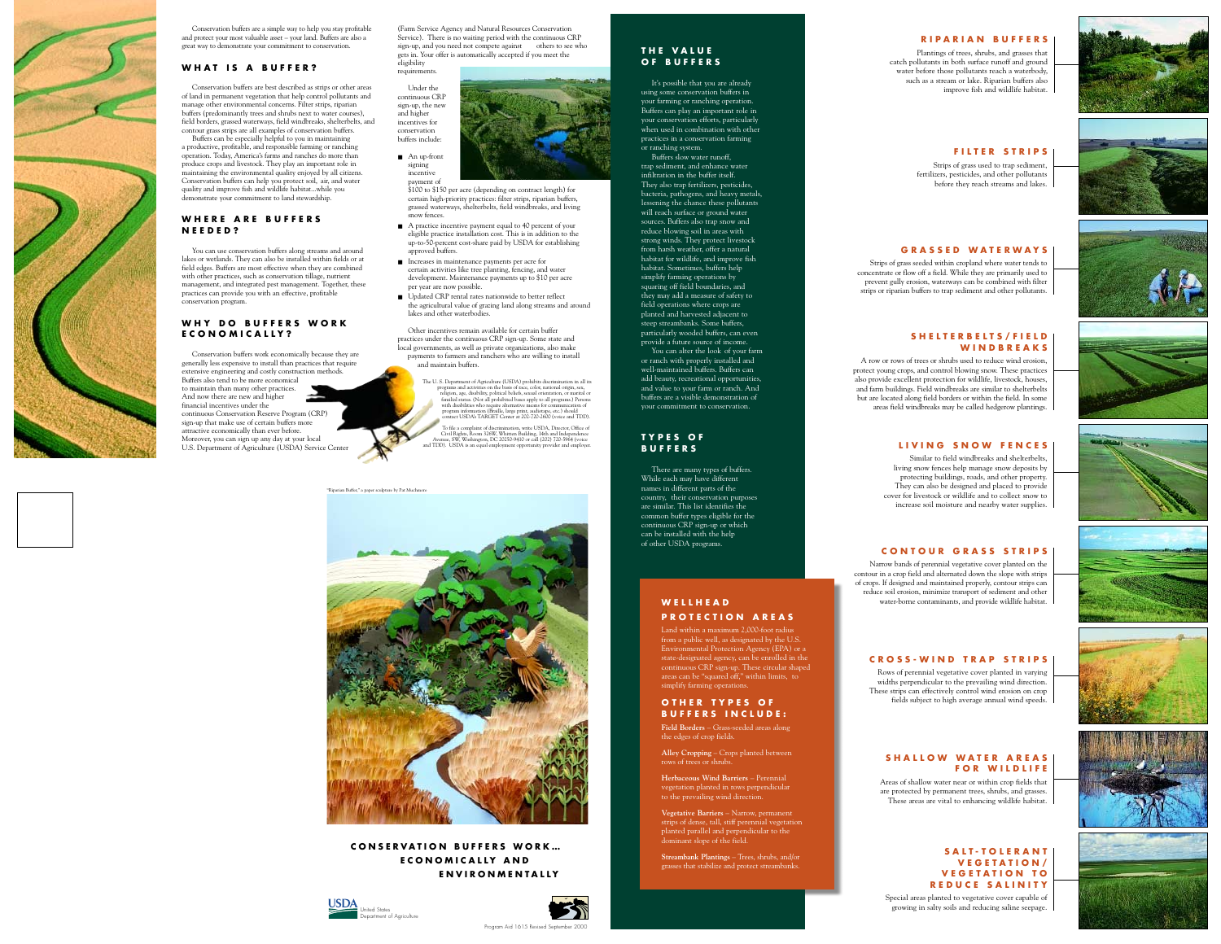Conservation buffers are a simple way to help you stay profitable and protect your most valuable asset – your land. Buffers are also a great way to demonstrate your commitment to conservation.

## WHAT IS A BUFFER?

Conservation buffers are best described as strips or other areas of land in permanent vegetation that help control pollutants and manage other environmental concerns. Filter strips, riparian buffers (predominantly trees and shrubs next to water courses), field borders, grassed waterways, field windbreaks, shelterbelts, and contour grass strips are all examples of conservation buffers.

Buffers can be especially helpful to you in maintaining a productive, profitable, and responsible farming or ranching operation. Today, America's farms and ranches do more than produce crops and livestock. They play an important role in maintaining the environmental quality enjoyed by all citizens. Conservation buffers can help you protect soil, air, and water quality and improve fish and wildlife habitat...while you demonstrate your commitment to land stewardship.

## WHERE ARE BUFFERS NEEDED?

You can use conservation buffers along streams and around lakes or wetlands. They can also be installed within fields or at field edges. Buffers are most effective when they are combined with other practices, such as conservation tillage, nutrient management, and integrated pest management. Together, these practices can provide you with an effective, profitable conservation program.

## WHY DO BUFFERS WORK ECONOMICALLY?

Conservation buffers work economically because they are generally less expensive to install than practices that require extensive engineering and costly construction methods. Buffers also tend to be more economical to maintain than many other practices. And now there are new and higher financial incentives under the continuous Conservation Reserve Program (CRP) sign-up that make use of certain buffers more attractive economically than ever before. Moreover, you can sign up any day at your local U.S. Department of Agriculture (USDA) Service Center (Farm Service Agency and Natural Resources Conservation Service). There is no waiting period with the continuous CRP sign-up, and you need not compete against others to see who gets in. Your offer is automatically accepted if you meet the eligibility requirements.

Under the continuous CRP sign-up, the new and higher incentives for conservation buffers include:

- An up-front signing incentive payment of $100 to $150 per acre (depending on contract length) for certain high-priority practices: filter strips, riparian buffers, grassed waterways, shelterbelts, field windbreaks, and living snow fences.
- A practice incentive payment equal to 40 percent of your eligible practice installation cost. This is in addition to the up-to-50-percent cost-share paid by USDA for establishing approved buffers.
- Increases in maintenance payments per acre for certain activities like tree planting, fencing, and water development. Maintenance payments up to $10 per acre per year are now possible.
- Updated CRP rental rates nationwide to better reflect the agricultural value of grazing land along streams and around lakes and other waterbodies.

Other incentives remain available for certain buffer practices under the continuous CRP sign-up. Some state and local governments, as well as private organizations, also make payments to farmers and ranchers who are willing to install and maintain buffers.

The U. S. Department of Agriculture (USDA) prohibits discrimination in all its programs and activities on the basis of race, color, national origin, sex, religion, age, disability, political beliefs, sexual orientation, or marital or familial status. (Not all prohibited bases apply to all programs.) Persons with disabilities who require alternative means for communication of program information (Braille, large print, audiotape, etc.) should contact USDA's TARGET Center at 202-720-2600 (voice and TDD).

To file a complaint of discrimination, write USDA, Director, Office of Civil Rights, Room 326W, Whitten Building, 14th and Independence Avenue, SW, Washington, DC 20250-9410 or call (202) 720-5964 (voice and TDD). USDA is an equal employment opportunity provider and employer.

"Riparian Buffer," a paper sculpture by Pat Machmeier

## CONSERVATION BUFFERS WORK… ECONOMICALLY AND ENVIRONMENTALLY

USDA United States Department of Agriculture

Program Aid 1615 Revised September 2000

## THE VALUE OF BUFFERS

It's possible that you are already using some conservation buffers in your farming or ranching operation. Buffers can play an important role in your conservation efforts, particularly when used in combination with other practices in a conservation farming or ranching system.

Buffers slow water runoff, trap sediment, and enhance water infiltration in the buffer itself. They also trap fertilizers, pesticides, bacteria, pathogens, and heavy metals, lessening the chance these pollutants will reach surface or ground water sources. Buffers also trap snow and reduce blowing soil in areas with strong winds. They protect livestock from harsh weather, offer a natural habitat for wildlife, and improve fish habitat. Sometimes, buffers help simplify farming operations by squaring off field boundaries, and they may add a measure of safety to field operations where crops are planted and harvested adjacent to steep streambanks. Some buffers, particularly wooded buffers, can even provide a future source of income.

You can alter the look of your farm or ranch with properly installed and well-maintained buffers. Buffers can add beauty, recreational opportunities, and value to your farm or ranch. And buffers are a visible demonstration of your commitment to conservation.

## TYPES OF BUFFERS

There are many types of buffers. While each may have different names in different parts of the country, their conservation purposes are similar. This list identifies the common buffer types eligible for the continuous CRP sign-up or which can be installed with the help of other USDA programs.

### WELLHEAD PROTECTION AREAS

Land within a maximum 2,000-foot radius from a public well, as designated by the U.S. Environmental Protection Agency (EPA) or a state-designated agency, can be enrolled in the continuous CRP sign-up. These circular shaped areas can be "squared off," within limits, to simplify farming operations.

### OTHER TYPES OF BUFFERS INCLUDE:

**Field Borders** – Grass-seeded areas along the edges of crop fields.

**Alley Cropping** – Crops planted between rows of trees or shrubs.

**Herbaceous Wind Barriers** – Perennial vegetation planted in rows perpendicular to the prevailing wind direction.

**Vegetative Barriers** – Narrow, permanent strips of dense, tall, stiff perennial vegetation planted parallel and perpendicular to the dominant slope of the field.

**Streambank Plantings** – Trees, shrubs, and/or grasses that stabilize and protect streambanks.

### RIPARIAN BUFFERS

Plantings of trees, shrubs, and grasses that catch pollutants in both surface runoff and ground water before those pollutants reach a waterbody, such as a stream or lake. Riparian buffers also improve fish and wildlife habitat.

### FILTER STRIPS

Strips of grass used to trap sediment, fertilizers, pesticides, and other pollutants before they reach streams and lakes.

### GRASSED WATERWAYS

Strips of grass seeded within cropland where water tends to concentrate or flow off a field. While they are primarily used to prevent gully erosion, waterways can be combined with filter strips or riparian buffers to trap sediment and other pollutants.

### SHELTERBELTS/FIELD WINDBREAKS

A row or rows of trees or shrubs used to reduce wind erosion, protect young crops, and control blowing snow. These practices also provide excellent protection for wildlife, livestock, houses, and farm buildings. Field windbreaks are similar to shelterbelts but are located along field borders or within the field. In some areas field windbreaks may be called hedgerow plantings.

### LIVING SNOW FENCES

Similar to field windbreaks and shelterbelts, living snow fences help manage snow deposits by protecting buildings, roads, and other property. They can also be designed and placed to provide cover for livestock or wildlife and to collect snow to increase soil moisture and nearby water supplies.

### CONTOUR GRASS STRIPS

Narrow bands of perennial vegetative cover planted on the contour in a crop field and alternated down the slope with strips of crops. If designed and maintained properly, contour strips can reduce soil erosion, minimize transport of sediment and other water-borne contaminants, and provide wildlife habitat.

### CROSS-WIND TRAP STRIPS

Rows of perennial vegetative cover planted in varying widths perpendicular to the prevailing wind direction. These strips can effectively control wind erosion on crop fields subject to high average annual wind speeds.

### SHALLOW WATER AREAS FOR WILDLIFE

Areas of shallow water near or within crop fields that are protected by permanent trees, shrubs, and grasses. These areas are vital to enhancing wildlife habitat.

### SALT-TOLERANT VEGETATION/VEGETATION TO REDUCE SALINITY

Special areas planted to vegetative cover capable of growing in salty soils and reducing saline seepage.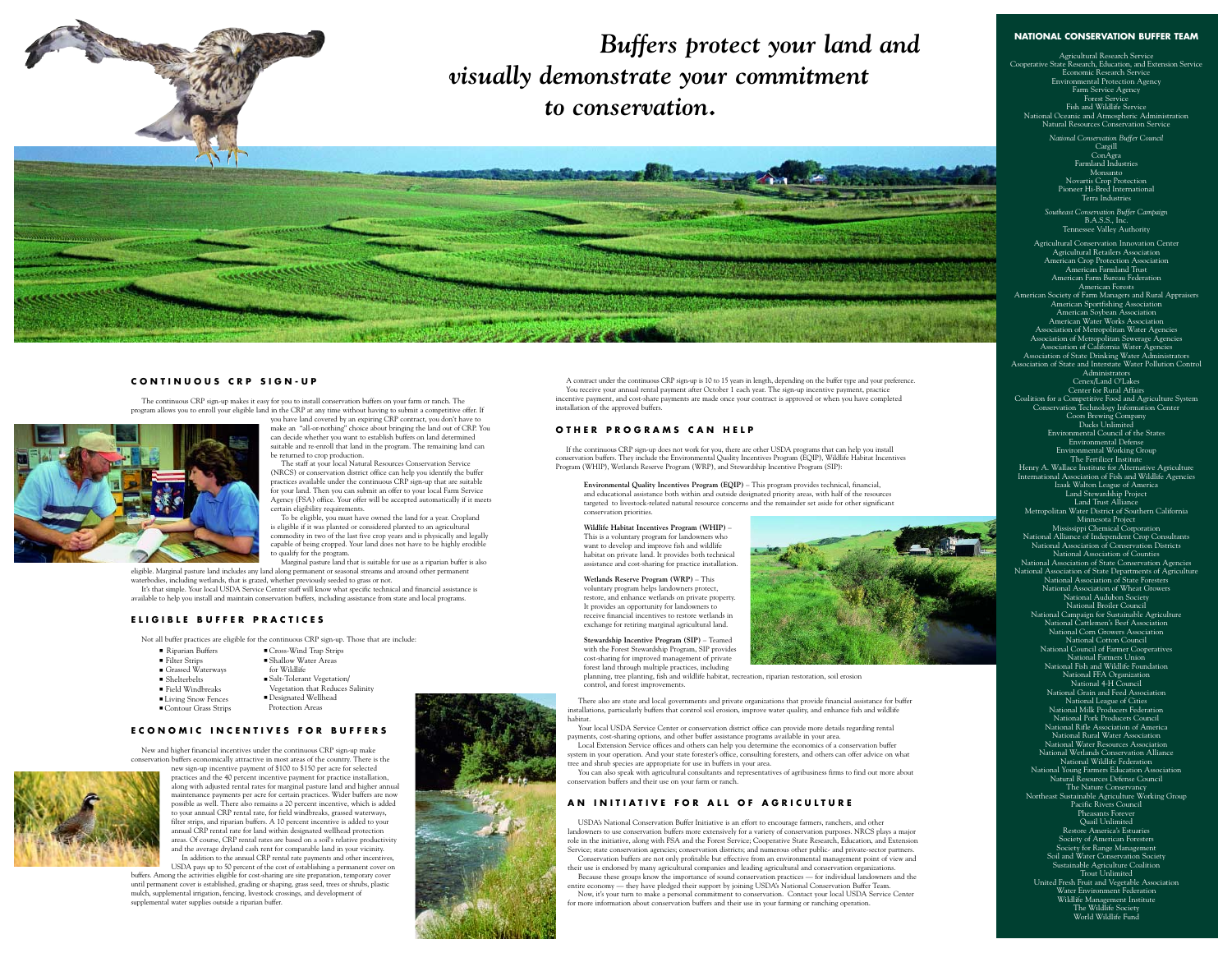# *Buffers protect your land and visually demonstrate your commitment to conservation.*

## CONTINUOUS CRP SIGN-UP

The continuous CRP sign-up makes it easy for you to install conservation buffers on your farm or ranch. The program allows you to enroll your eligible land in the CRP at any time without having to submit a competitive offer. If you have land covered by an expiring CRP contract, you don't have to make an "all-or-nothing" choice about bringing the land out of CRP. You can decide whether you want to establish buffers on land determined suitable and re-enroll that land in the program. The remaining land can be returned to crop production.

The staff at your local Natural Resources Conservation Service (NRCS) or conservation district office can help you identify the buffer practices available under the continuous CRP sign-up that are suitable for your land. Then you can submit an offer to your local Farm Service Agency (FSA) office. Your offer will be accepted automatically if it meets certain eligibility requirements.

To be eligible, you must have owned the land for a year. Cropland is eligible if it was planted or considered planted to an agricultural commodity in two of the last five crop years and is physically and legally capable of being cropped. Your land does not have to be highly erodible to qualify for the program.

Marginal pasture land that is suitable for use as a riparian buffer is also eligible. Marginal pasture land includes any land along permanent or seasonal streams and around other permanent waterbodies, including wetlands, that is grazed, whether previously seeded to grass or not.

It's that simple. Your local USDA Service Center staff will know what specific technical and financial assistance is available to help you install and maintain conservation buffers, including assistance from state and local programs.

## ELIGIBLE BUFFER PRACTICES

Not all buffer practices are eligible for the continuous CRP sign-up. Those that are include:

- Riparian Buffers
- Filter Strips
- Grassed Waterways
- Shelterbelts
- Field Windbreaks
- Living Snow Fences
- Contour Grass Strips
- Cross-Wind Trap Strips
- Shallow Water Areas for Wildlife
- Salt-Tolerant Vegetation/ Vegetation that Reduces Salinity
- Designated Wellhead Protection Areas

## ECONOMIC INCENTIVES FOR BUFFERS

New and higher financial incentives under the continuous CRP sign-up make conservation buffers economically attractive in most areas of the country. There is the new sign-up incentive payment of $100 to $150 per acre for selected practices and the 40 percent incentive payment for practice installation, along with adjusted rental rates for marginal pasture land and higher annual maintenance payments per acre for certain practices. Wider buffers are now possible as well. There also remains a 20 percent incentive, which is added to your annual CRP rental rate, for field windbreaks, grassed waterways, filter strips, and riparian buffers. A 10 percent incentive is added to your annual CRP rental rate for land within designated wellhead protection areas. Of course, CRP rental rates are based on a soil's relative productivity and the average dryland cash rent for comparable land in your vicinity.

In addition to the annual CRP rental rate payments and other incentives, USDA pays up to 50 percent of the cost of establishing a permanent cover on buffers. Among the activities eligible for cost-sharing are site preparation, temporary cover until permanent cover is established, grading or shaping, grass seed, trees or shrubs, plastic mulch, supplemental irrigation, fencing, livestock crossings, and development of supplemental water supplies outside a riparian buffer.

A contract under the continuous CRP sign-up is 10 to 15 years in length, depending on the buffer type and your preference. You receive your annual rental payment after October 1 each year. The sign-up incentive payment, practice incentive payment, and cost-share payments are made once your contract is approved or when you have completed installation of the approved buffers.

## OTHER PROGRAMS CAN HELP

If the continuous CRP sign-up does not work for you, there are other USDA programs that can help you install conservation buffers. They include the Environmental Quality Incentives Program (EQIP), Wildlife Habitat Incentives Program (WHIP), Wetlands Reserve Program (WRP), and Stewardship Incentive Program (SIP):

**Environmental Quality Incentives Program (EQIP)** – This program provides technical, financial, and educational assistance both within and outside designated priority areas, with half of the resources targeted to livestock-related natural resource concerns and the remainder set aside for other significant conservation priorities.

**Wildlife Habitat Incentives Program (WHIP)** – This is a voluntary program for landowners who want to develop and improve fish and wildlife habitat on private land. It provides both technical assistance and cost-sharing for practice installation.

**Wetlands Reserve Program (WRP)** – This voluntary program helps landowners protect, restore, and enhance wetlands on private property. It provides an opportunity for landowners to receive financial incentives to restore wetlands in exchange for retiring marginal agricultural land.

**Stewardship Incentive Program (SIP)** – Teamed with the Forest Stewardship Program, SIP provides cost-sharing for improved management of private forest land through multiple practices, including planning, tree planting, fish and wildlife habitat, recreation, riparian restoration, soil erosion control, and forest improvements.

There also are state and local governments and private organizations that provide financial assistance for buffer installations, particularly buffers that control soil erosion, improve water quality, and enhance fish and wildlife habitat.

Your local USDA Service Center or conservation district office can provide more details regarding rental payments, cost-sharing options, and other buffer assistance programs available in your area.

Local Extension Service offices and others can help you determine the economics of a conservation buffer system in your operation. And your state forester's office, consulting foresters, and others can offer advice on what tree and shrub species are appropriate for use in buffers in your area.

You can also speak with agricultural consultants and representatives of agribusiness firms to find out more about conservation buffers and their use on your farm or ranch.

## AN INITIATIVE FOR ALL OF AGRICULTURE

USDA's National Conservation Buffer Initiative is an effort to encourage farmers, ranchers, and other landowners to use conservation buffers more extensively for a variety of conservation purposes. NRCS plays a major role in the initiative, along with FSA and the Forest Service; Cooperative State Research, Education, and Extension Service; state conservation agencies; conservation districts; and numerous other public- and private-sector partners.

Conservation buffers are not only profitable but effective from an environmental management point of view and their use is endorsed by many agricultural companies and leading agricultural and conservation organizations.

Because these groups know the importance of sound conservation practices — for individual landowners and the entire economy — they have pledged their support by joining USDA's National Conservation Buffer Team.

Now, it's your turn to make a personal commitment to conservation. Contact your local USDA Service Center for more information about conservation buffers and their use in your farming or ranching operation.

## NATIONAL CONSERVATION BUFFER TEAM

Agricultural Research Service
Cooperative State Research, Education, and Extension Service
Economic Research Service
Environmental Protection Agency
Farm Service Agency
Forest Service
Fish and Wildlife Service
National Oceanic and Atmospheric Administration
Natural Resources Conservation Service

*National Conservation Buffer Council*
Cargill
ConAgra
Farmland Industries
Monsanto
Novartis Crop Protection
Pioneer Hi-Bred International
Terra Industries

*Southeast Conservation Buffer Campaign*
B.A.S.S., Inc.
Tennessee Valley Authority

Agricultural Conservation Innovation Center
Agricultural Retailers Association
American Crop Protection Association
American Farmland Trust
American Farm Bureau Federation
American Forests
American Society of Farm Managers and Rural Appraisers
American Sportfishing Association
American Soybean Association
American Water Works Association
Association of Metropolitan Water Agencies
Association of Metropolitan Sewerage Agencies
Association of California Water Agencies
Association of State Drinking Water Administrators
Association of State and Interstate Water Pollution Control Administrators
Cenex/Land O'Lakes
Center for Rural Affairs
Coalition for a Competitive Food and Agriculture System
Conservation Technology Information Center
Coors Brewing Company
Ducks Unlimited
Environmental Council of the States
Environmental Defense
Environmental Working Group
The Fertilizer Institute
Henry A. Wallace Institute for Alternative Agriculture
International Association of Fish and Wildlife Agencies
Izaak Walton League of America
Land Stewardship Project
Land Trust Alliance
Metropolitan Water District of Southern California
Minnesota Project
Mississippi Chemical Corporation
National Alliance of Independent Crop Consultants
National Association of Conservation Districts
National Association of Counties
National Association of State Conservation Agencies
National Association of State Departments of Agriculture
National Association of State Foresters
National Association of Wheat Growers
National Audubon Society
National Broiler Council
National Campaign for Sustainable Agriculture
National Cattlemen's Beef Association
National Corn Growers Association
National Cotton Council
National Council of Farmer Cooperatives
National Farmers Union
National Fish and Wildlife Foundation
National FFA Organization
National 4-H Council
National Grain and Feed Association
National League of Cities
National Milk Producers Federation
National Pork Producers Council
National Rifle Association of America
National Rural Water Association
National Water Resources Association
National Wetlands Conservation Alliance
National Wildlife Federation
National Young Farmers Education Association
Natural Resources Defense Council
The Nature Conservancy
Northeast Sustainable Agriculture Working Group
Pacific Rivers Council
Pheasants Forever
Quail Unlimited
Restore America's Estuaries
Society of American Foresters
Society for Range Management
Soil and Water Conservation Society
Sustainable Agriculture Coalition
Trout Unlimited
United Fresh Fruit and Vegetable Association
Water Environment Federation
Wildlife Management Institute
The Wildlife Society
World Wildlife Fund